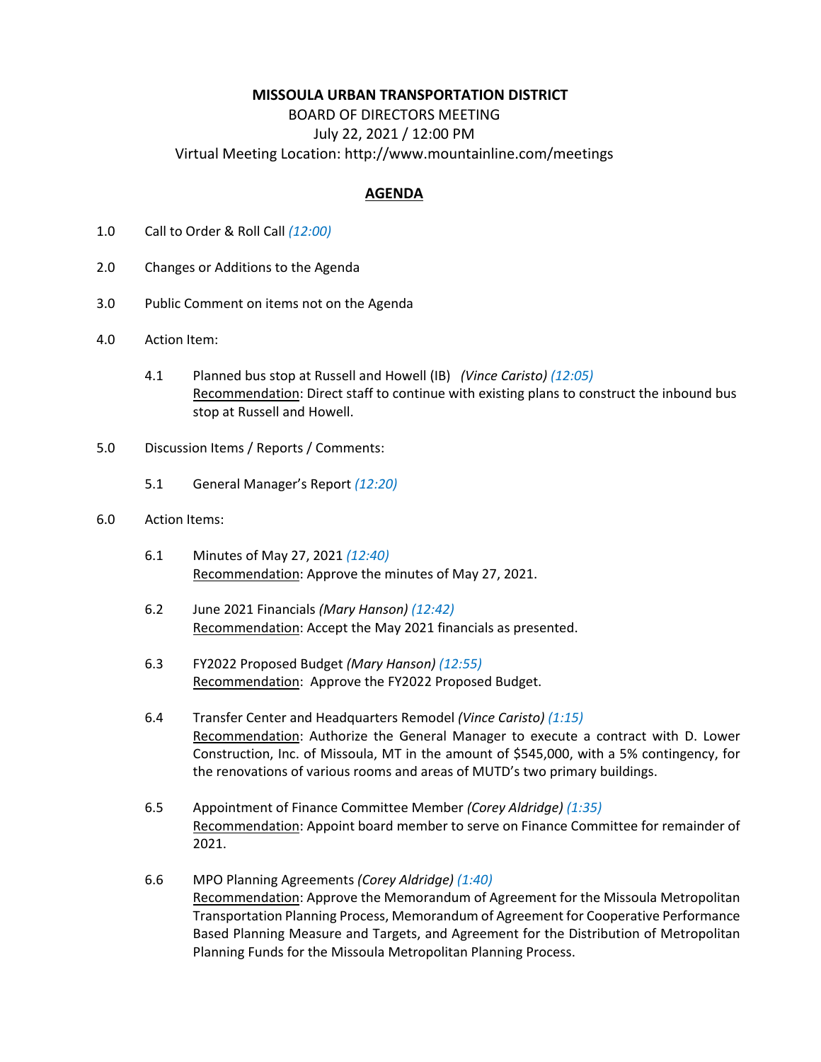**MISSOULA URBAN TRANSPORTATION DISTRICT**

BOARD OF DIRECTORS MEETING

July 22, 2021 / 12:00 PM

Virtual Meeting Location: http://www.mountainline.com/meetings

## AGENDA

1.0 Call to Order & Roll Call *(12:00)*

2.0 Changes or Additions to the Agenda

3.0 Public Comment on items not on the Agenda

4.0 Action Item:

4.1 Planned bus stop at Russell and Howell (IB) *(Vince Caristo)* *(12:05)*
Recommendation: Direct staff to continue with existing plans to construct the inbound bus stop at Russell and Howell.

5.0 Discussion Items / Reports / Comments:

5.1 General Manager's Report *(12:20)*

6.0 Action Items:

6.1 Minutes of May 27, 2021 *(12:40)*
Recommendation: Approve the minutes of May 27, 2021.

6.2 June 2021 Financials *(Mary Hanson)* *(12:42)*
Recommendation: Accept the May 2021 financials as presented.

6.3 FY2022 Proposed Budget *(Mary Hanson)* *(12:55)*
Recommendation: Approve the FY2022 Proposed Budget.

6.4 Transfer Center and Headquarters Remodel *(Vince Caristo)* *(1:15)*
Recommendation: Authorize the General Manager to execute a contract with D. Lower Construction, Inc. of Missoula, MT in the amount of $545,000, with a 5% contingency, for the renovations of various rooms and areas of MUTD's two primary buildings.

6.5 Appointment of Finance Committee Member *(Corey Aldridge)* *(1:35)*
Recommendation: Appoint board member to serve on Finance Committee for remainder of 2021.

6.6 MPO Planning Agreements *(Corey Aldridge)* *(1:40)*
Recommendation: Approve the Memorandum of Agreement for the Missoula Metropolitan Transportation Planning Process, Memorandum of Agreement for Cooperative Performance Based Planning Measure and Targets, and Agreement for the Distribution of Metropolitan Planning Funds for the Missoula Metropolitan Planning Process.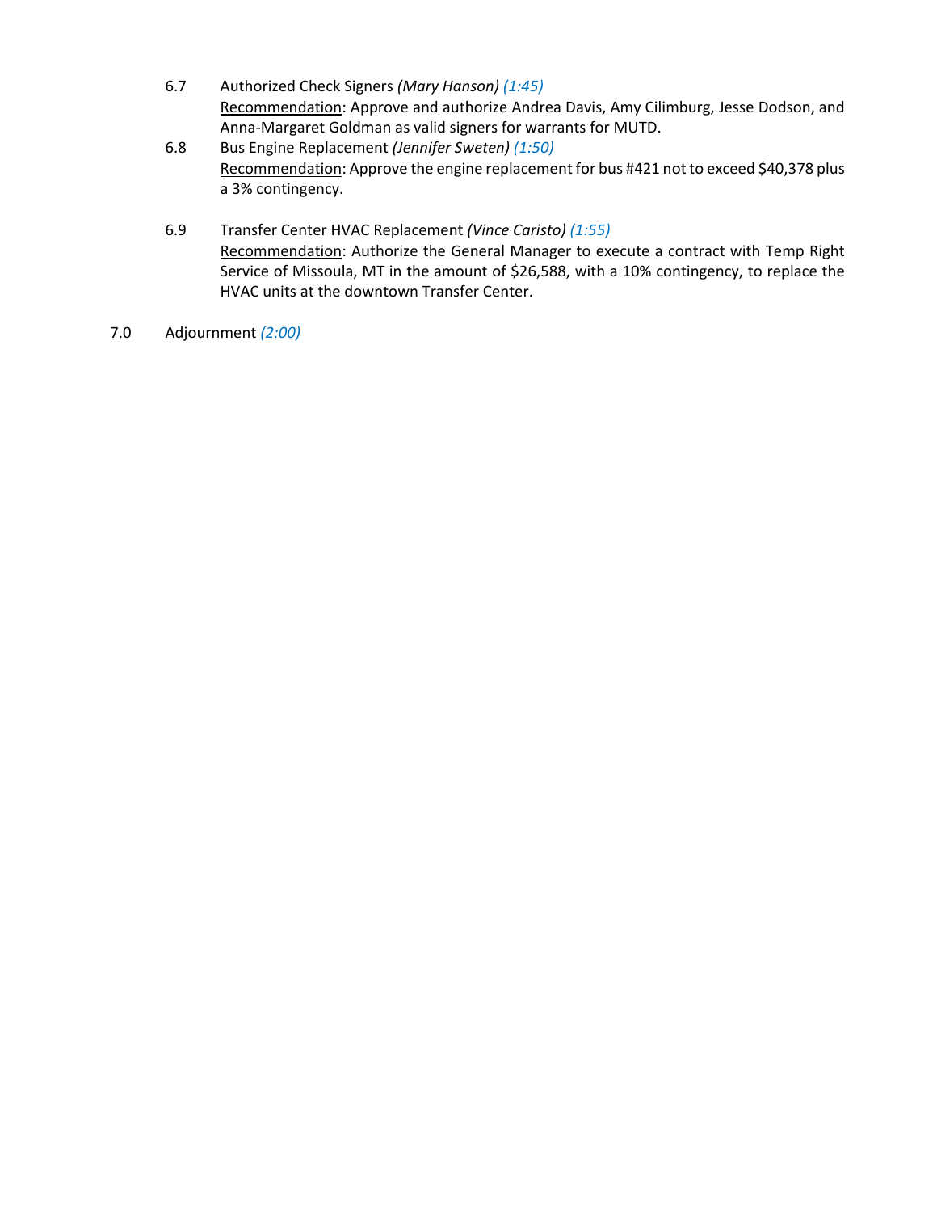6.7 Authorized Check Signers *(Mary Hanson)* *(1:45)*
Recommendation: Approve and authorize Andrea Davis, Amy Cilimburg, Jesse Dodson, and Anna-Margaret Goldman as valid signers for warrants for MUTD.

6.8 Bus Engine Replacement *(Jennifer Sweten)* *(1:50)*
Recommendation: Approve the engine replacement for bus #421 not to exceed $40,378 plus a 3% contingency.

6.9 Transfer Center HVAC Replacement *(Vince Caristo)* *(1:55)*
Recommendation: Authorize the General Manager to execute a contract with Temp Right Service of Missoula, MT in the amount of $26,588, with a 10% contingency, to replace the HVAC units at the downtown Transfer Center.

7.0 Adjournment *(2:00)*